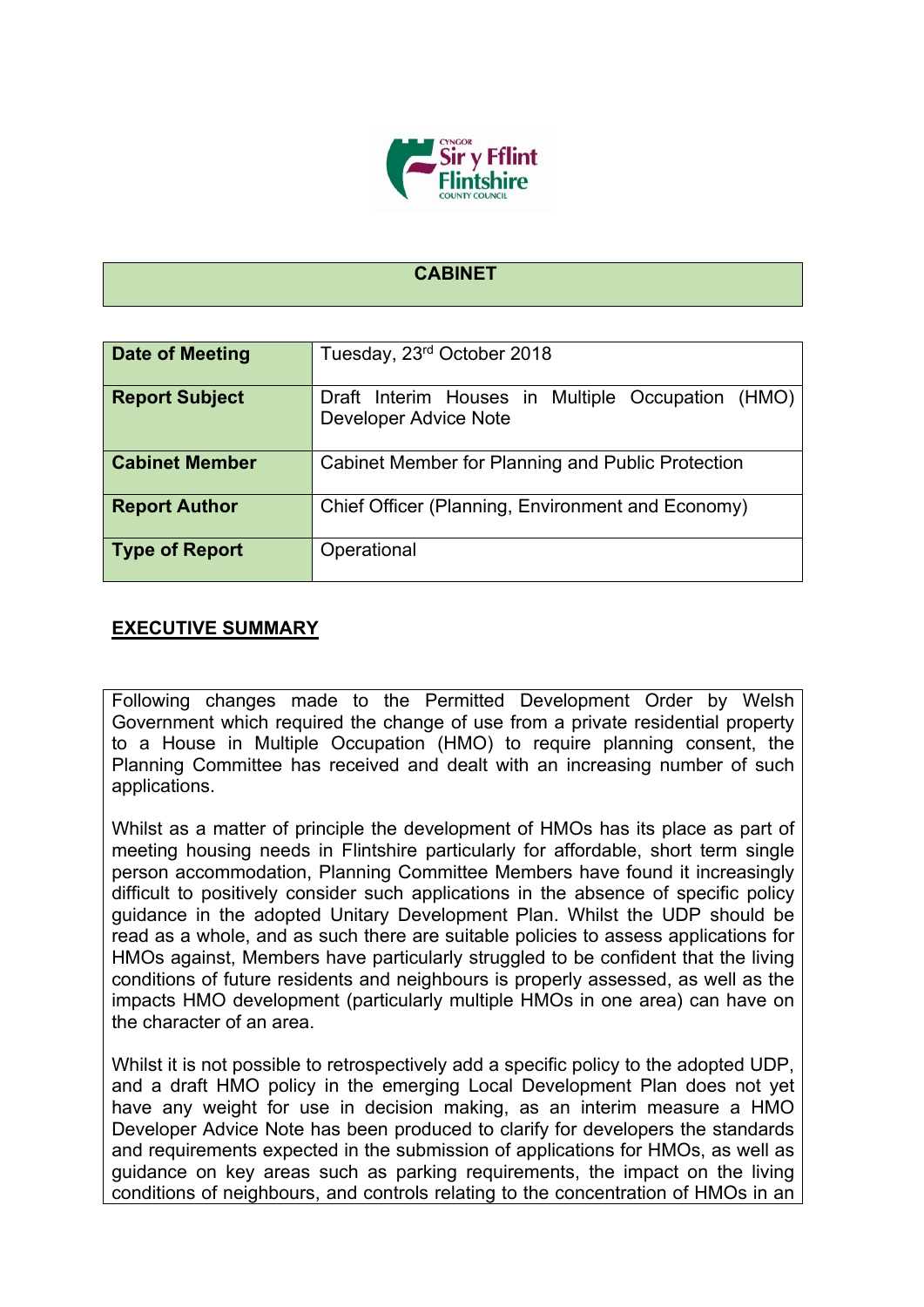## CABINET

| Date of Meeting | Tuesday, 23rd October 2018 |
|---|---|
| **Report Subject** | Draft Interim Houses in Multiple Occupation (HMO) Developer Advice Note |
| **Cabinet Member** | Cabinet Member for Planning and Public Protection |
| **Report Author** | Chief Officer (Planning, Environment and Economy) |
| **Type of Report** | Operational |

## EXECUTIVE SUMMARY

Following changes made to the Permitted Development Order by Welsh Government which required the change of use from a private residential property to a House in Multiple Occupation (HMO) to require planning consent, the Planning Committee has received and dealt with an increasing number of such applications.

Whilst as a matter of principle the development of HMOs has its place as part of meeting housing needs in Flintshire particularly for affordable, short term single person accommodation, Planning Committee Members have found it increasingly difficult to positively consider such applications in the absence of specific policy guidance in the adopted Unitary Development Plan. Whilst the UDP should be read as a whole, and as such there are suitable policies to assess applications for HMOs against, Members have particularly struggled to be confident that the living conditions of future residents and neighbours is properly assessed, as well as the impacts HMO development (particularly multiple HMOs in one area) can have on the character of an area.

Whilst it is not possible to retrospectively add a specific policy to the adopted UDP, and a draft HMO policy in the emerging Local Development Plan does not yet have any weight for use in decision making, as an interim measure a HMO Developer Advice Note has been produced to clarify for developers the standards and requirements expected in the submission of applications for HMOs, as well as guidance on key areas such as parking requirements, the impact on the living conditions of neighbours, and controls relating to the concentration of HMOs in an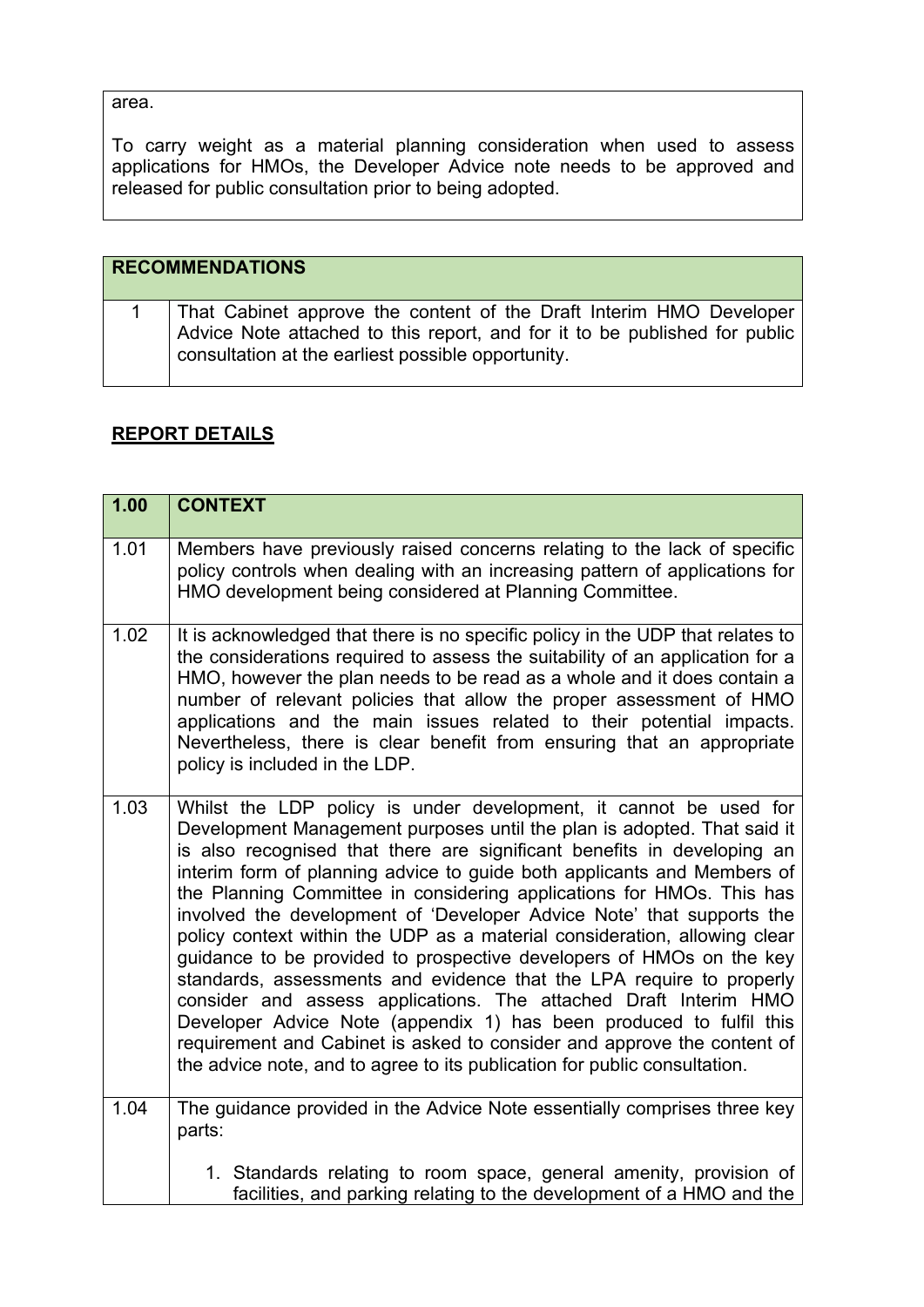area.

To carry weight as a material planning consideration when used to assess applications for HMOs, the Developer Advice note needs to be approved and released for public consultation prior to being adopted.

| RECOMMENDATIONS | |
|---|---|
| 1 | That Cabinet approve the content of the Draft Interim HMO Developer Advice Note attached to this report, and for it to be published for public consultation at the earliest possible opportunity. |

## REPORT DETAILS

| 1.00 | CONTEXT |
|---|---|
| 1.01 | Members have previously raised concerns relating to the lack of specific policy controls when dealing with an increasing pattern of applications for HMO development being considered at Planning Committee. |
| 1.02 | It is acknowledged that there is no specific policy in the UDP that relates to the considerations required to assess the suitability of an application for a HMO, however the plan needs to be read as a whole and it does contain a number of relevant policies that allow the proper assessment of HMO applications and the main issues related to their potential impacts. Nevertheless, there is clear benefit from ensuring that an appropriate policy is included in the LDP. |
| 1.03 | Whilst the LDP policy is under development, it cannot be used for Development Management purposes until the plan is adopted. That said it is also recognised that there are significant benefits in developing an interim form of planning advice to guide both applicants and Members of the Planning Committee in considering applications for HMOs. This has involved the development of 'Developer Advice Note' that supports the policy context within the UDP as a material consideration, allowing clear guidance to be provided to prospective developers of HMOs on the key standards, assessments and evidence that the LPA require to properly consider and assess applications. The attached Draft Interim HMO Developer Advice Note (appendix 1) has been produced to fulfil this requirement and Cabinet is asked to consider and approve the content of the advice note, and to agree to its publication for public consultation. |
| 1.04 | The guidance provided in the Advice Note essentially comprises three key parts:<br><br>1. Standards relating to room space, general amenity, provision of facilities, and parking relating to the development of a HMO and the |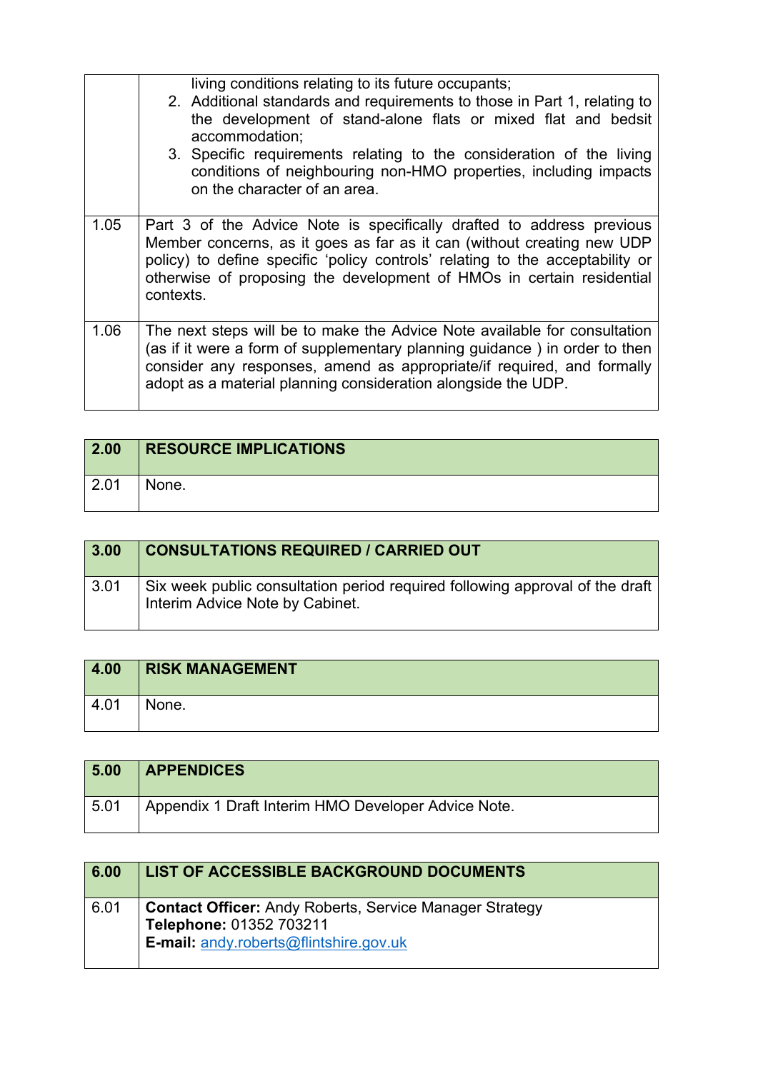| | |
|---|---|
| | living conditions relating to its future occupants;<br>2. Additional standards and requirements to those in Part 1, relating to the development of stand-alone flats or mixed flat and bedsit accommodation;<br>3. Specific requirements relating to the consideration of the living conditions of neighbouring non-HMO properties, including impacts on the character of an area. |
| 1.05 | Part 3 of the Advice Note is specifically drafted to address previous Member concerns, as it goes as far as it can (without creating new UDP policy) to define specific 'policy controls' relating to the acceptability or otherwise of proposing the development of HMOs in certain residential contexts. |
| 1.06 | The next steps will be to make the Advice Note available for consultation (as if it were a form of supplementary planning guidance ) in order to then consider any responses, amend as appropriate/if required, and formally adopt as a material planning consideration alongside the UDP. |

| 2.00 | RESOURCE IMPLICATIONS |
|---|---|
| 2.01 | None. |

| 3.00 | CONSULTATIONS REQUIRED / CARRIED OUT |
|---|---|
| 3.01 | Six week public consultation period required following approval of the draft Interim Advice Note by Cabinet. |

| 4.00 | RISK MANAGEMENT |
|---|---|
| 4.01 | None. |

| 5.00 | APPENDICES |
|---|---|
| 5.01 | Appendix 1 Draft Interim HMO Developer Advice Note. |

| 6.00 | LIST OF ACCESSIBLE BACKGROUND DOCUMENTS |
|---|---|
| 6.01 | **Contact Officer:** Andy Roberts, Service Manager Strategy<br>**Telephone:** 01352 703211<br>**E-mail:** andy.roberts@flintshire.gov.uk |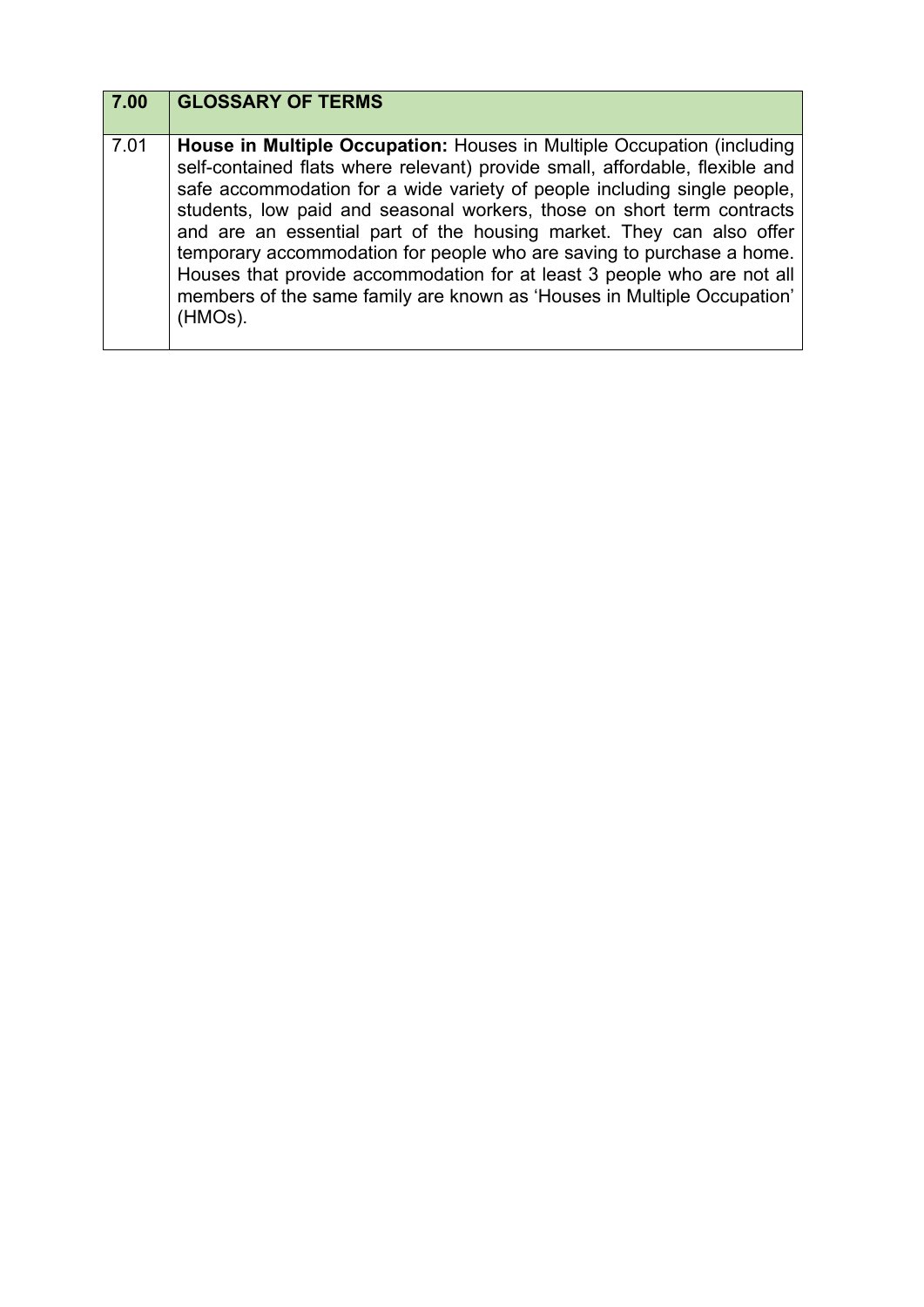| 7.00 | **GLOSSARY OF TERMS** |
|---|---|
| 7.01 | **House in Multiple Occupation:** Houses in Multiple Occupation (including self-contained flats where relevant) provide small, affordable, flexible and safe accommodation for a wide variety of people including single people, students, low paid and seasonal workers, those on short term contracts and are an essential part of the housing market. They can also offer temporary accommodation for people who are saving to purchase a home. Houses that provide accommodation for at least 3 people who are not all members of the same family are known as 'Houses in Multiple Occupation' (HMOs). |